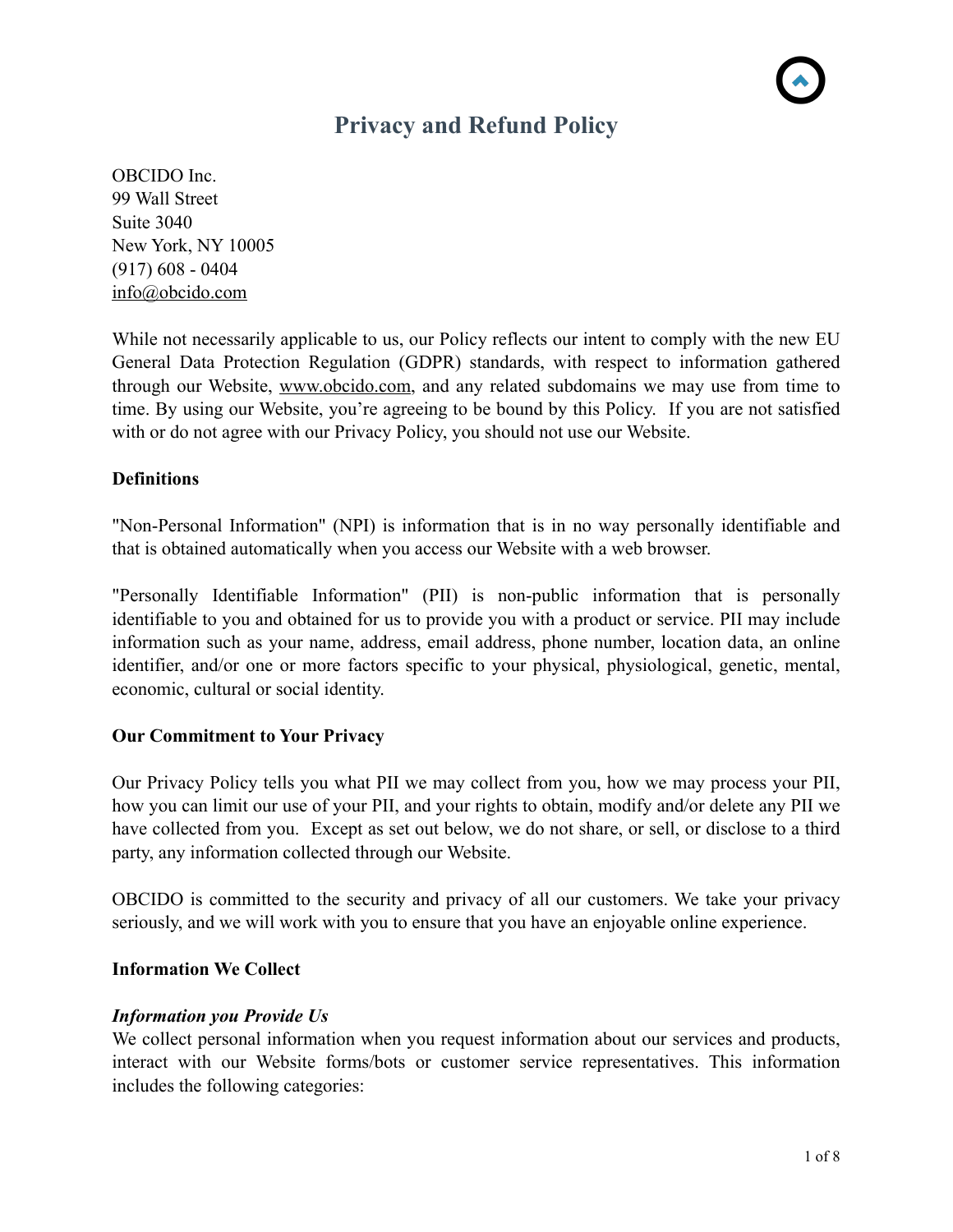# Privacy and Refund Policy

OBCIDO Inc.
99 Wall Street
Suite 3040
New York, NY 10005
(917) 608 - 0404
info@obcido.com

While not necessarily applicable to us, our Policy reflects our intent to comply with the new EU General Data Protection Regulation (GDPR) standards, with respect to information gathered through our Website, www.obcido.com, and any related subdomains we may use from time to time. By using our Website, you're agreeing to be bound by this Policy. If you are not satisfied with or do not agree with our Privacy Policy, you should not use our Website.

**Definitions**

"Non-Personal Information" (NPI) is information that is in no way personally identifiable and that is obtained automatically when you access our Website with a web browser.

"Personally Identifiable Information" (PII) is non-public information that is personally identifiable to you and obtained for us to provide you with a product or service. PII may include information such as your name, address, email address, phone number, location data, an online identifier, and/or one or more factors specific to your physical, physiological, genetic, mental, economic, cultural or social identity.

**Our Commitment to Your Privacy**

Our Privacy Policy tells you what PII we may collect from you, how we may process your PII, how you can limit our use of your PII, and your rights to obtain, modify and/or delete any PII we have collected from you. Except as set out below, we do not share, or sell, or disclose to a third party, any information collected through our Website.

OBCIDO is committed to the security and privacy of all our customers. We take your privacy seriously, and we will work with you to ensure that you have an enjoyable online experience.

**Information We Collect**

***Information you Provide Us***

We collect personal information when you request information about our services and products, interact with our Website forms/bots or customer service representatives. This information includes the following categories: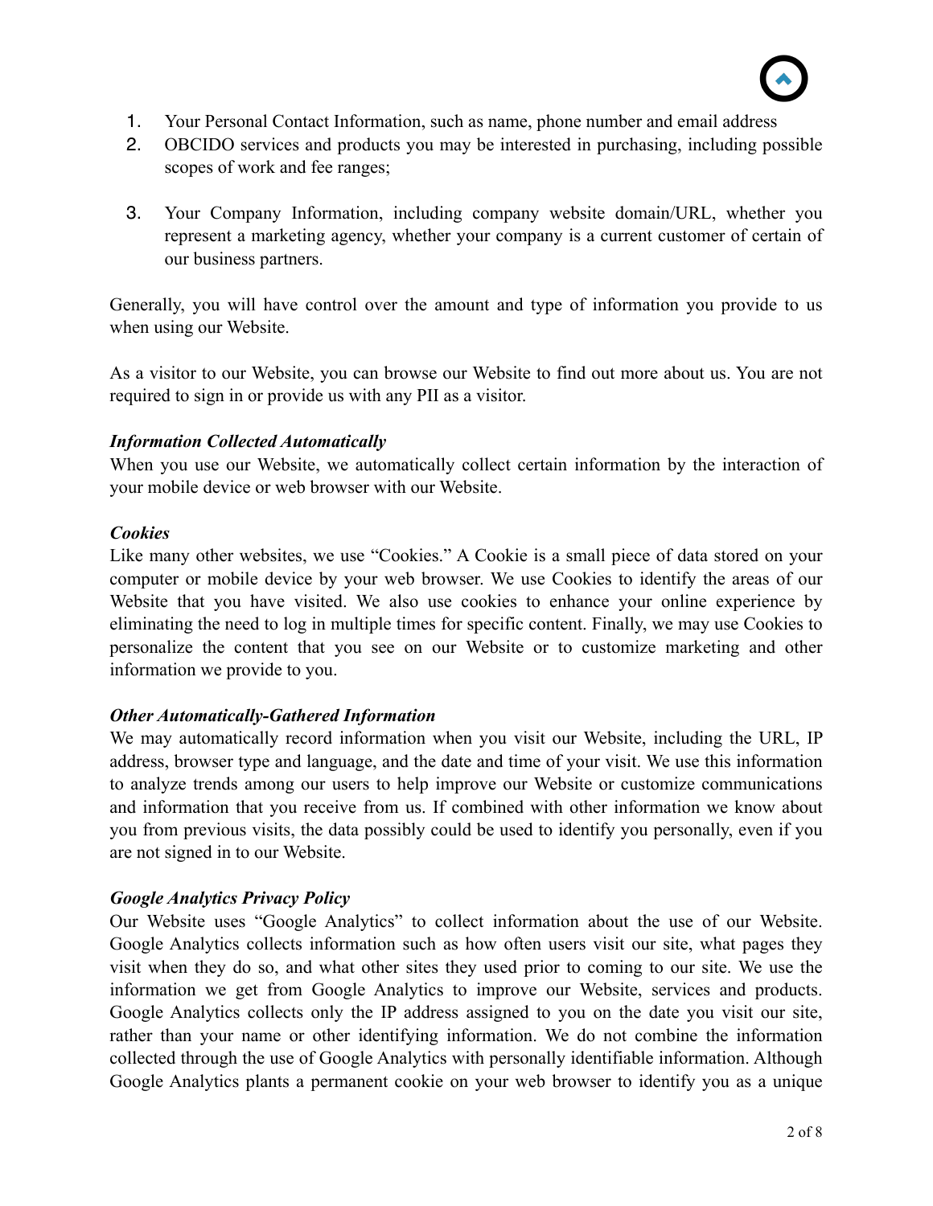1. Your Personal Contact Information, such as name, phone number and email address
2. OBCIDO services and products you may be interested in purchasing, including possible scopes of work and fee ranges;
3. Your Company Information, including company website domain/URL, whether you represent a marketing agency, whether your company is a current customer of certain of our business partners.

Generally, you will have control over the amount and type of information you provide to us when using our Website.

As a visitor to our Website, you can browse our Website to find out more about us. You are not required to sign in or provide us with any PII as a visitor.

***Information Collected Automatically***

When you use our Website, we automatically collect certain information by the interaction of your mobile device or web browser with our Website.

***Cookies***

Like many other websites, we use "Cookies." A Cookie is a small piece of data stored on your computer or mobile device by your web browser. We use Cookies to identify the areas of our Website that you have visited. We also use cookies to enhance your online experience by eliminating the need to log in multiple times for specific content. Finally, we may use Cookies to personalize the content that you see on our Website or to customize marketing and other information we provide to you.

***Other Automatically-Gathered Information***

We may automatically record information when you visit our Website, including the URL, IP address, browser type and language, and the date and time of your visit. We use this information to analyze trends among our users to help improve our Website or customize communications and information that you receive from us. If combined with other information we know about you from previous visits, the data possibly could be used to identify you personally, even if you are not signed in to our Website.

***Google Analytics Privacy Policy***

Our Website uses "Google Analytics" to collect information about the use of our Website. Google Analytics collects information such as how often users visit our site, what pages they visit when they do so, and what other sites they used prior to coming to our site. We use the information we get from Google Analytics to improve our Website, services and products. Google Analytics collects only the IP address assigned to you on the date you visit our site, rather than your name or other identifying information. We do not combine the information collected through the use of Google Analytics with personally identifiable information. Although Google Analytics plants a permanent cookie on your web browser to identify you as a unique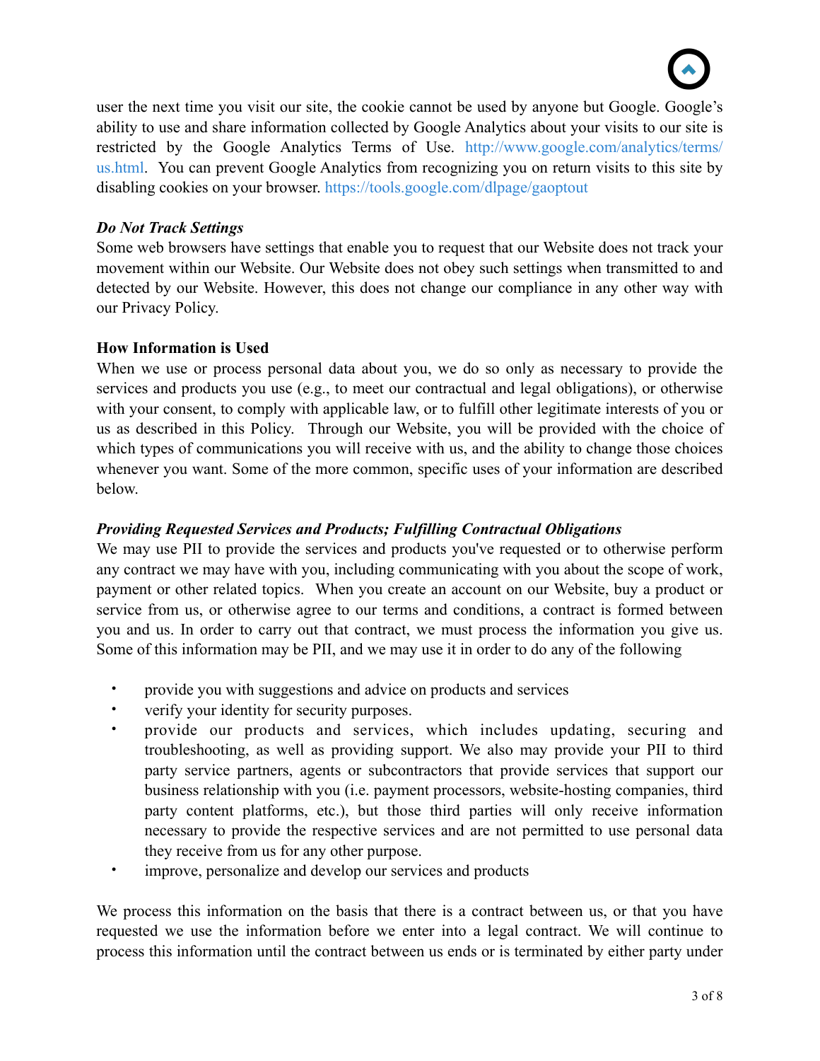user the next time you visit our site, the cookie cannot be used by anyone but Google. Google's ability to use and share information collected by Google Analytics about your visits to our site is restricted by the Google Analytics Terms of Use. http://www.google.com/analytics/terms/us.html. You can prevent Google Analytics from recognizing you on return visits to this site by disabling cookies on your browser. https://tools.google.com/dlpage/gaoptout

***Do Not Track Settings***

Some web browsers have settings that enable you to request that our Website does not track your movement within our Website. Our Website does not obey such settings when transmitted to and detected by our Website. However, this does not change our compliance in any other way with our Privacy Policy.

**How Information is Used**

When we use or process personal data about you, we do so only as necessary to provide the services and products you use (e.g., to meet our contractual and legal obligations), or otherwise with your consent, to comply with applicable law, or to fulfill other legitimate interests of you or us as described in this Policy. Through our Website, you will be provided with the choice of which types of communications you will receive with us, and the ability to change those choices whenever you want. Some of the more common, specific uses of your information are described below.

***Providing Requested Services and Products; Fulfilling Contractual Obligations***

We may use PII to provide the services and products you've requested or to otherwise perform any contract we may have with you, including communicating with you about the scope of work, payment or other related topics. When you create an account on our Website, buy a product or service from us, or otherwise agree to our terms and conditions, a contract is formed between you and us. In order to carry out that contract, we must process the information you give us. Some of this information may be PII, and we may use it in order to do any of the following

- provide you with suggestions and advice on products and services
- verify your identity for security purposes.
- provide our products and services, which includes updating, securing and troubleshooting, as well as providing support. We also may provide your PII to third party service partners, agents or subcontractors that provide services that support our business relationship with you (i.e. payment processors, website-hosting companies, third party content platforms, etc.), but those third parties will only receive information necessary to provide the respective services and are not permitted to use personal data they receive from us for any other purpose.
- improve, personalize and develop our services and products

We process this information on the basis that there is a contract between us, or that you have requested we use the information before we enter into a legal contract. We will continue to process this information until the contract between us ends or is terminated by either party under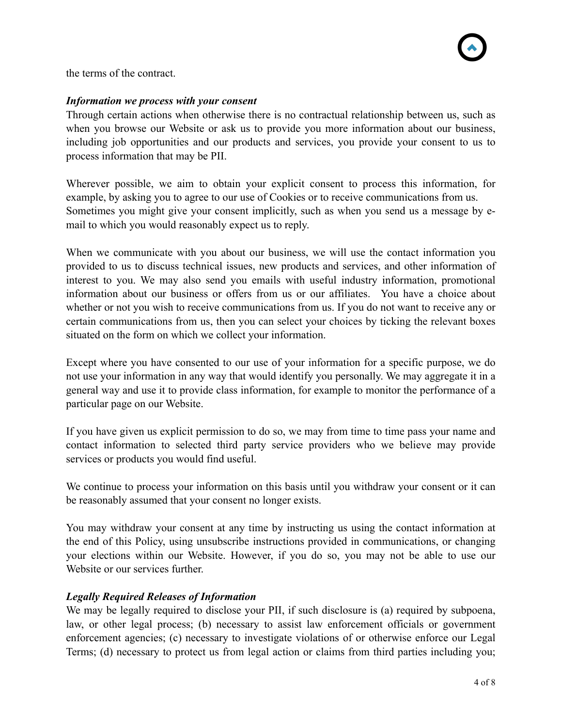the terms of the contract.

***Information we process with your consent***

Through certain actions when otherwise there is no contractual relationship between us, such as when you browse our Website or ask us to provide you more information about our business, including job opportunities and our products and services, you provide your consent to us to process information that may be PII.

Wherever possible, we aim to obtain your explicit consent to process this information, for example, by asking you to agree to our use of Cookies or to receive communications from us. Sometimes you might give your consent implicitly, such as when you send us a message by e-mail to which you would reasonably expect us to reply.

When we communicate with you about our business, we will use the contact information you provided to us to discuss technical issues, new products and services, and other information of interest to you. We may also send you emails with useful industry information, promotional information about our business or offers from us or our affiliates. You have a choice about whether or not you wish to receive communications from us. If you do not want to receive any or certain communications from us, then you can select your choices by ticking the relevant boxes situated on the form on which we collect your information.

Except where you have consented to our use of your information for a specific purpose, we do not use your information in any way that would identify you personally. We may aggregate it in a general way and use it to provide class information, for example to monitor the performance of a particular page on our Website.

If you have given us explicit permission to do so, we may from time to time pass your name and contact information to selected third party service providers who we believe may provide services or products you would find useful.

We continue to process your information on this basis until you withdraw your consent or it can be reasonably assumed that your consent no longer exists.

You may withdraw your consent at any time by instructing us using the contact information at the end of this Policy, using unsubscribe instructions provided in communications, or changing your elections within our Website. However, if you do so, you may not be able to use our Website or our services further.

***Legally Required Releases of Information***

We may be legally required to disclose your PII, if such disclosure is (a) required by subpoena, law, or other legal process; (b) necessary to assist law enforcement officials or government enforcement agencies; (c) necessary to investigate violations of or otherwise enforce our Legal Terms; (d) necessary to protect us from legal action or claims from third parties including you;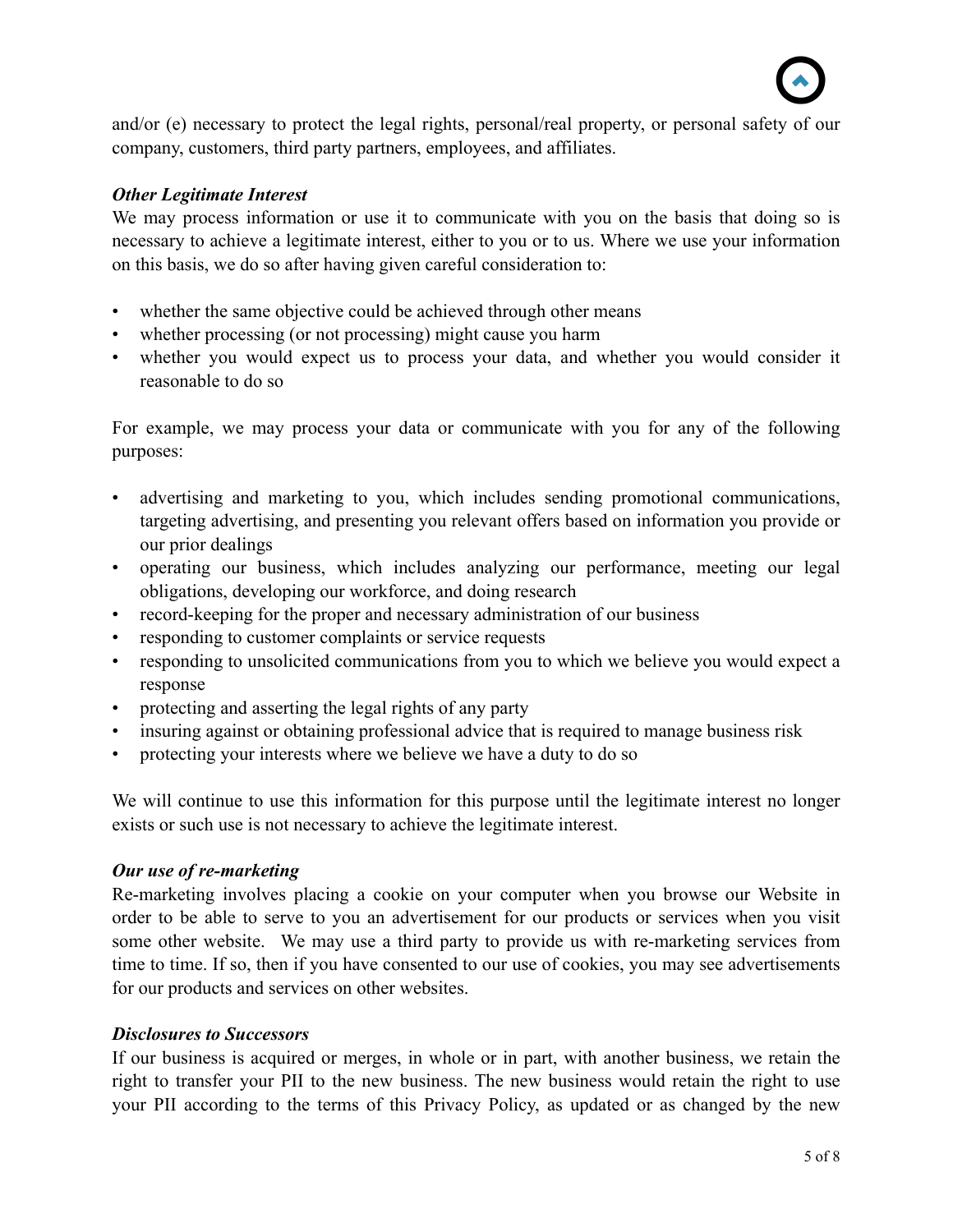and/or (e) necessary to protect the legal rights, personal/real property, or personal safety of our company, customers, third party partners, employees, and affiliates.

***Other Legitimate Interest***

We may process information or use it to communicate with you on the basis that doing so is necessary to achieve a legitimate interest, either to you or to us. Where we use your information on this basis, we do so after having given careful consideration to:

- whether the same objective could be achieved through other means
- whether processing (or not processing) might cause you harm
- whether you would expect us to process your data, and whether you would consider it reasonable to do so

For example, we may process your data or communicate with you for any of the following purposes:

- advertising and marketing to you, which includes sending promotional communications, targeting advertising, and presenting you relevant offers based on information you provide or our prior dealings
- operating our business, which includes analyzing our performance, meeting our legal obligations, developing our workforce, and doing research
- record-keeping for the proper and necessary administration of our business
- responding to customer complaints or service requests
- responding to unsolicited communications from you to which we believe you would expect a response
- protecting and asserting the legal rights of any party
- insuring against or obtaining professional advice that is required to manage business risk
- protecting your interests where we believe we have a duty to do so

We will continue to use this information for this purpose until the legitimate interest no longer exists or such use is not necessary to achieve the legitimate interest.

***Our use of re-marketing***

Re-marketing involves placing a cookie on your computer when you browse our Website in order to be able to serve to you an advertisement for our products or services when you visit some other website. We may use a third party to provide us with re-marketing services from time to time. If so, then if you have consented to our use of cookies, you may see advertisements for our products and services on other websites.

***Disclosures to Successors***

If our business is acquired or merges, in whole or in part, with another business, we retain the right to transfer your PII to the new business. The new business would retain the right to use your PII according to the terms of this Privacy Policy, as updated or as changed by the new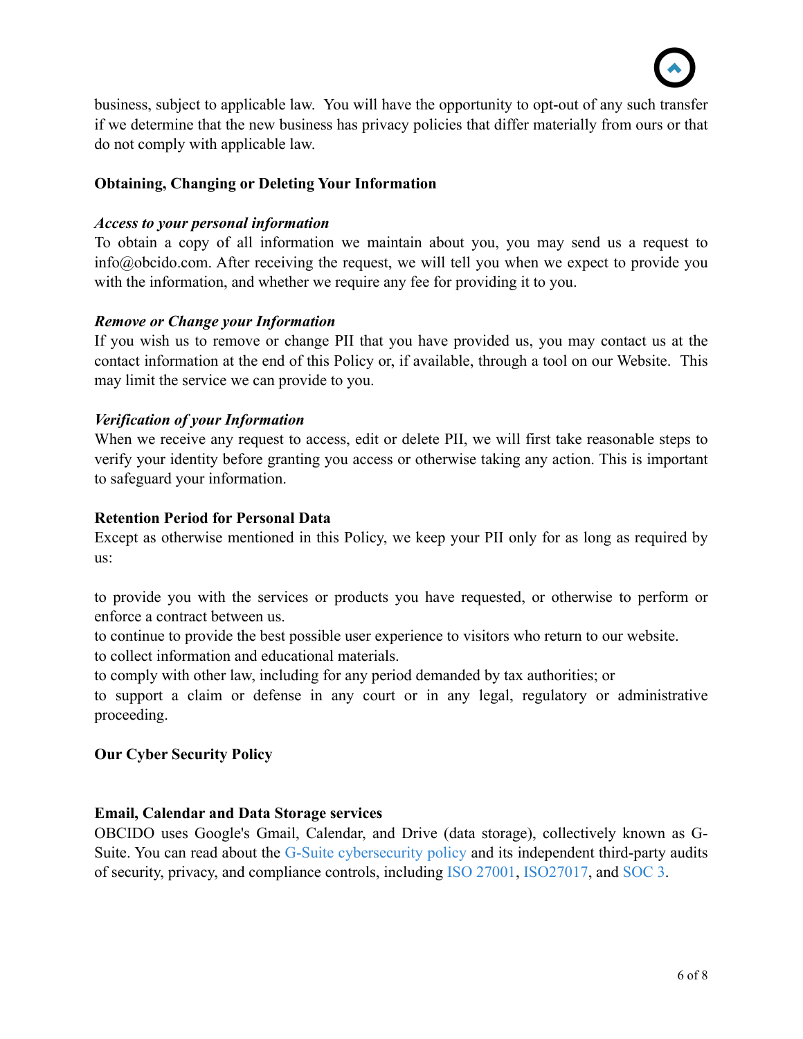business, subject to applicable law. You will have the opportunity to opt-out of any such transfer if we determine that the new business has privacy policies that differ materially from ours or that do not comply with applicable law.

**Obtaining, Changing or Deleting Your Information**

***Access to your personal information***

To obtain a copy of all information we maintain about you, you may send us a request to info@obcido.com. After receiving the request, we will tell you when we expect to provide you with the information, and whether we require any fee for providing it to you.

***Remove or Change your Information***

If you wish us to remove or change PII that you have provided us, you may contact us at the contact information at the end of this Policy or, if available, through a tool on our Website. This may limit the service we can provide to you.

***Verification of your Information***

When we receive any request to access, edit or delete PII, we will first take reasonable steps to verify your identity before granting you access or otherwise taking any action. This is important to safeguard your information.

**Retention Period for Personal Data**

Except as otherwise mentioned in this Policy, we keep your PII only for as long as required by us:

to provide you with the services or products you have requested, or otherwise to perform or enforce a contract between us.
to continue to provide the best possible user experience to visitors who return to our website.
to collect information and educational materials.
to comply with other law, including for any period demanded by tax authorities; or
to support a claim or defense in any court or in any legal, regulatory or administrative proceeding.

**Our Cyber Security Policy**

**Email, Calendar and Data Storage services**

OBCIDO uses Google's Gmail, Calendar, and Drive (data storage), collectively known as G-Suite. You can read about the G-Suite cybersecurity policy and its independent third-party audits of security, privacy, and compliance controls, including ISO 27001, ISO27017, and SOC 3.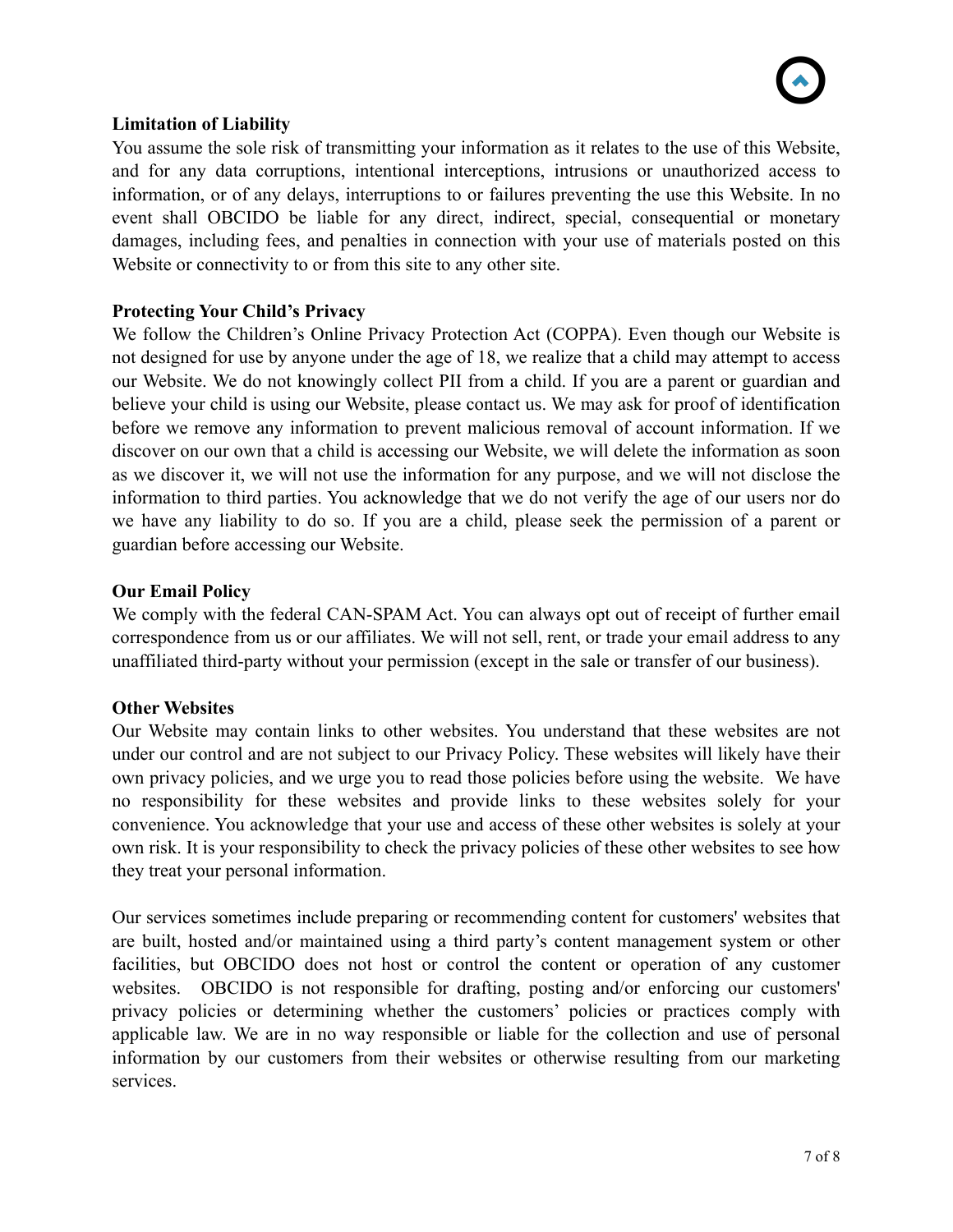**Limitation of Liability**

You assume the sole risk of transmitting your information as it relates to the use of this Website, and for any data corruptions, intentional interceptions, intrusions or unauthorized access to information, or of any delays, interruptions to or failures preventing the use this Website. In no event shall OBCIDO be liable for any direct, indirect, special, consequential or monetary damages, including fees, and penalties in connection with your use of materials posted on this Website or connectivity to or from this site to any other site.

**Protecting Your Child's Privacy**

We follow the Children's Online Privacy Protection Act (COPPA). Even though our Website is not designed for use by anyone under the age of 18, we realize that a child may attempt to access our Website. We do not knowingly collect PII from a child. If you are a parent or guardian and believe your child is using our Website, please contact us. We may ask for proof of identification before we remove any information to prevent malicious removal of account information. If we discover on our own that a child is accessing our Website, we will delete the information as soon as we discover it, we will not use the information for any purpose, and we will not disclose the information to third parties. You acknowledge that we do not verify the age of our users nor do we have any liability to do so. If you are a child, please seek the permission of a parent or guardian before accessing our Website.

**Our Email Policy**

We comply with the federal CAN-SPAM Act. You can always opt out of receipt of further email correspondence from us or our affiliates. We will not sell, rent, or trade your email address to any unaffiliated third-party without your permission (except in the sale or transfer of our business).

**Other Websites**

Our Website may contain links to other websites. You understand that these websites are not under our control and are not subject to our Privacy Policy. These websites will likely have their own privacy policies, and we urge you to read those policies before using the website. We have no responsibility for these websites and provide links to these websites solely for your convenience. You acknowledge that your use and access of these other websites is solely at your own risk. It is your responsibility to check the privacy policies of these other websites to see how they treat your personal information.

Our services sometimes include preparing or recommending content for customers' websites that are built, hosted and/or maintained using a third party's content management system or other facilities, but OBCIDO does not host or control the content or operation of any customer websites. OBCIDO is not responsible for drafting, posting and/or enforcing our customers' privacy policies or determining whether the customers' policies or practices comply with applicable law. We are in no way responsible or liable for the collection and use of personal information by our customers from their websites or otherwise resulting from our marketing services.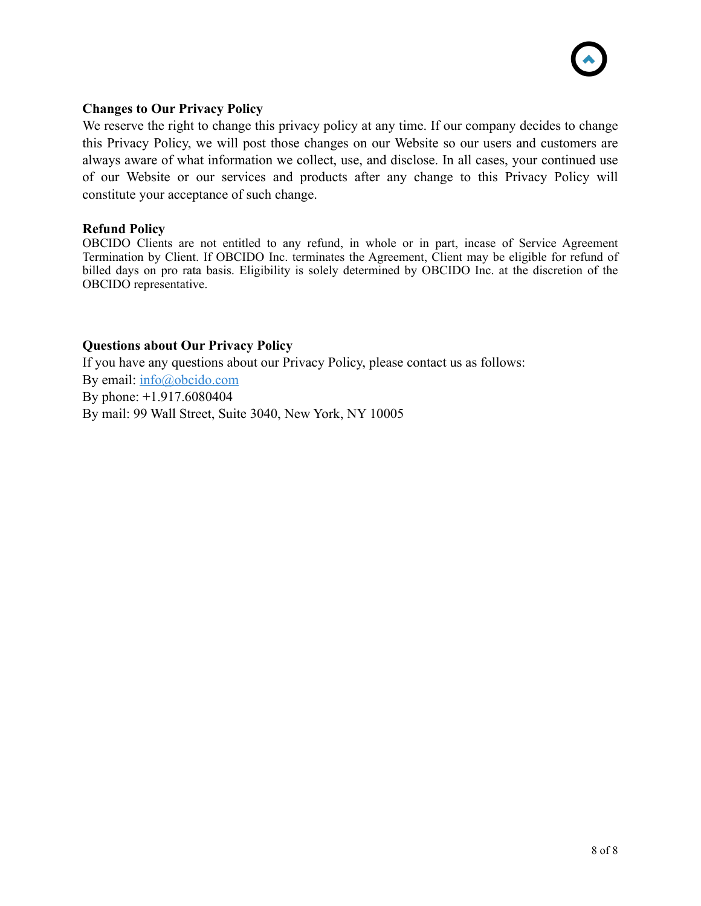**Changes to Our Privacy Policy**

We reserve the right to change this privacy policy at any time. If our company decides to change this Privacy Policy, we will post those changes on our Website so our users and customers are always aware of what information we collect, use, and disclose. In all cases, your continued use of our Website or our services and products after any change to this Privacy Policy will constitute your acceptance of such change.

**Refund Policy**

OBCIDO Clients are not entitled to any refund, in whole or in part, incase of Service Agreement Termination by Client. If OBCIDO Inc. terminates the Agreement, Client may be eligible for refund of billed days on pro rata basis. Eligibility is solely determined by OBCIDO Inc. at the discretion of the OBCIDO representative.

**Questions about Our Privacy Policy**

If you have any questions about our Privacy Policy, please contact us as follows:

By email: info@obcido.com

By phone: +1.917.6080404

By mail: 99 Wall Street, Suite 3040, New York, NY 10005